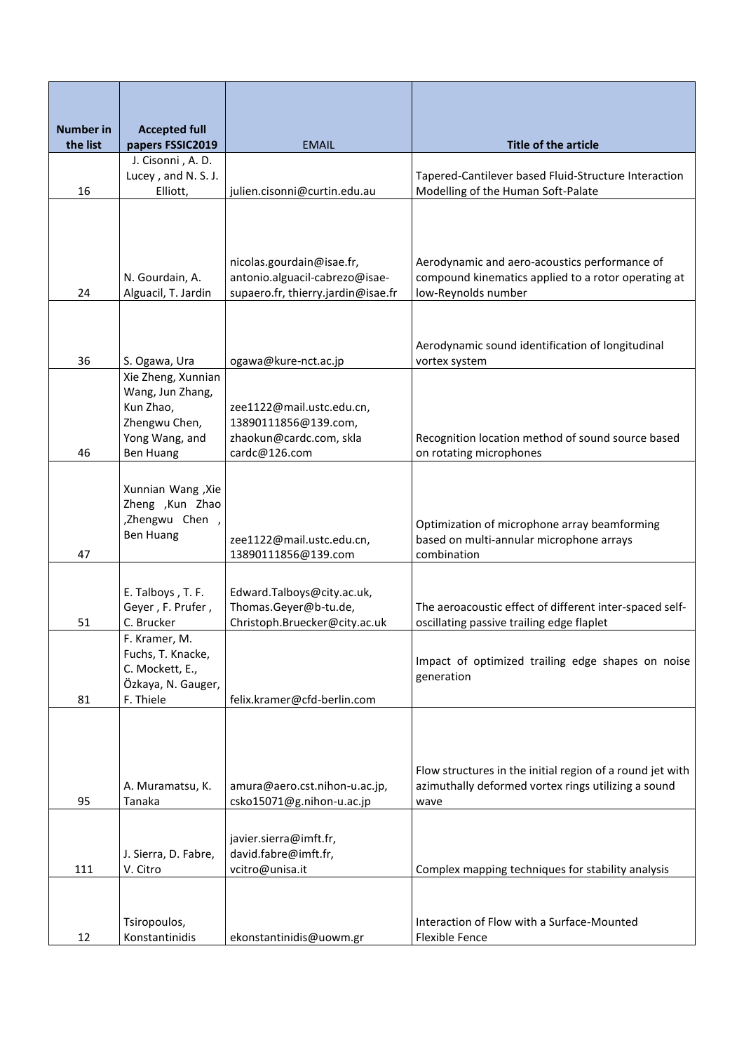| Number in the list | Accepted full papers FSSIC2019 | EMAIL | Title of the article |
| --- | --- | --- | --- |
| 16 | J. Cisonni , A. D. Lucey , and N. S. J. Elliott, | julien.cisonni@curtin.edu.au | Tapered-Cantilever based Fluid-Structure Interaction Modelling of the Human Soft-Palate |
| 24 | N. Gourdain, A. Alguacil, T. Jardin | nicolas.gourdain@isae.fr, antonio.alguacil-cabrezo@isae-supaero.fr, thierry.jardin@isae.fr | Aerodynamic and aero-acoustics performance of compound kinematics applied to a rotor operating at low-Reynolds number |
| 36 | S. Ogawa, Ura | ogawa@kure-nct.ac.jp | Aerodynamic sound identification of longitudinal vortex system |
| 46 | Xie Zheng, Xunnian Wang, Jun Zhang, Kun Zhao, Zhengwu Chen, Yong Wang, and Ben Huang | zee1122@mail.ustc.edu.cn, 13890111856@139.com, zhaokun@cardc.com, skla cardc@126.com | Recognition location method of sound source based on rotating microphones |
| 47 | Xunnian Wang ,Xie Zheng ,Kun Zhao ,Zhengwu Chen , Ben Huang | zee1122@mail.ustc.edu.cn, 13890111856@139.com | Optimization of microphone array beamforming based on multi-annular microphone arrays combination |
| 51 | E. Talboys , T. F. Geyer , F. Prufer , C. Brucker | Edward.Talboys@city.ac.uk, Thomas.Geyer@b-tu.de, Christoph.Bruecker@city.ac.uk | The aeroacoustic effect of different inter-spaced self-oscillating passive trailing edge flaplet |
| 81 | F. Kramer, M. Fuchs, T. Knacke, C. Mockett, E., Özkaya, N. Gauger, F. Thiele | felix.kramer@cfd-berlin.com | Impact of optimized trailing edge shapes on noise generation |
| 95 | A. Muramatsu, K. Tanaka | amura@aero.cst.nihon-u.ac.jp, csko15071@g.nihon-u.ac.jp | Flow structures in the initial region of a round jet with azimuthally deformed vortex rings utilizing a sound wave |
| 111 | J. Sierra, D. Fabre, V. Citro | javier.sierra@imft.fr, david.fabre@imft.fr, vcitro@unisa.it | Complex mapping techniques for stability analysis |
| 12 | Tsiropoulos, Konstantinidis | ekonstantinidis@uowm.gr | Interaction of Flow with a Surface-Mounted Flexible Fence |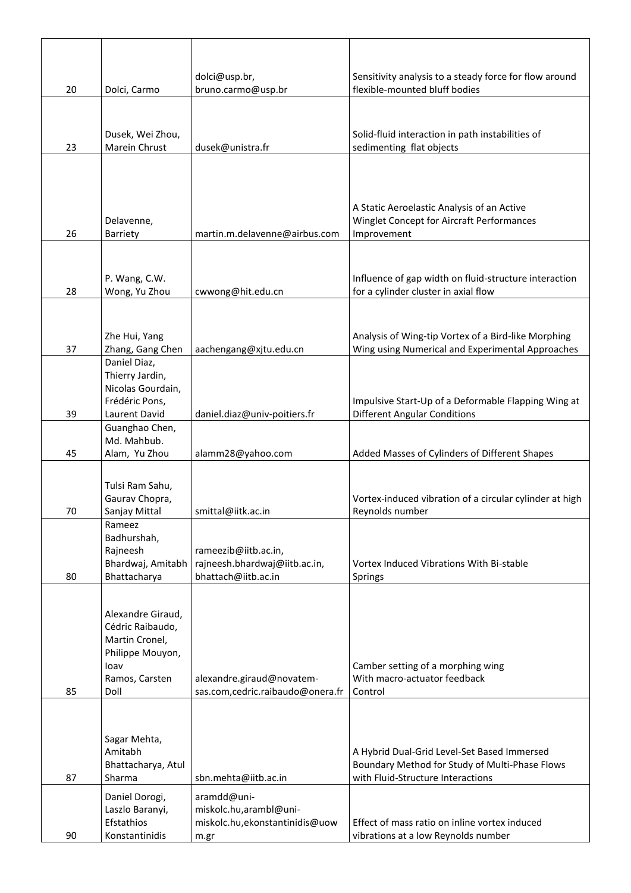| | | | |
|---|---|---|---|
| 20 | Dolci, Carmo | dolci@usp.br, bruno.carmo@usp.br | Sensitivity analysis to a steady force for flow around flexible-mounted bluff bodies |
| 23 | Dusek, Wei Zhou, Marein Chrust | dusek@unistra.fr | Solid-fluid interaction in path instabilities of sedimenting flat objects |
| 26 | Delavenne, Barriety | martin.m.delavenne@airbus.com | A Static Aeroelastic Analysis of an Active Winglet Concept for Aircraft Performances Improvement |
| 28 | P. Wang, C.W. Wong, Yu Zhou | cwwong@hit.edu.cn | Influence of gap width on fluid-structure interaction for a cylinder cluster in axial flow |
| 37 | Zhe Hui, Yang Zhang, Gang Chen | aachengang@xjtu.edu.cn | Analysis of Wing-tip Vortex of a Bird-like Morphing Wing using Numerical and Experimental Approaches |
| 39 | Daniel Diaz, Thierry Jardin, Nicolas Gourdain, Frédéric Pons, Laurent David | daniel.diaz@univ-poitiers.fr | Impulsive Start-Up of a Deformable Flapping Wing at Different Angular Conditions |
| 45 | Guanghao Chen, Md. Mahbub. Alam, Yu Zhou | alamm28@yahoo.com | Added Masses of Cylinders of Different Shapes |
| 70 | Tulsi Ram Sahu, Gaurav Chopra, Sanjay Mittal | smittal@iitk.ac.in | Vortex-induced vibration of a circular cylinder at high Reynolds number |
| 80 | Rameez Badhurshah, Rajneesh Bhardwaj, Amitabh Bhattacharya | rameezib@iitb.ac.in, rajneesh.bhardwaj@iitb.ac.in, bhattach@iitb.ac.in | Vortex Induced Vibrations With Bi-stable Springs |
| 85 | Alexandre Giraud, Cédric Raibaudo, Martin Cronel, Philippe Mouyon, Ioav Ramos, Carsten Doll | alexandre.giraud@novatem-sas.com,cedric.raibaudo@onera.fr | Camber setting of a morphing wing With macro-actuator feedback Control |
| 87 | Sagar Mehta, Amitabh Bhattacharya, Atul Sharma | sbn.mehta@iitb.ac.in | A Hybrid Dual-Grid Level-Set Based Immersed Boundary Method for Study of Multi-Phase Flows with Fluid-Structure Interactions |
| 90 | Daniel Dorogi, Laszlo Baranyi, Efstathios Konstantinidis | aramdd@uni-miskolc.hu,arambl@uni-miskolc.hu,ekonstantinidis@uowm.gr | Effect of mass ratio on inline vortex induced vibrations at a low Reynolds number |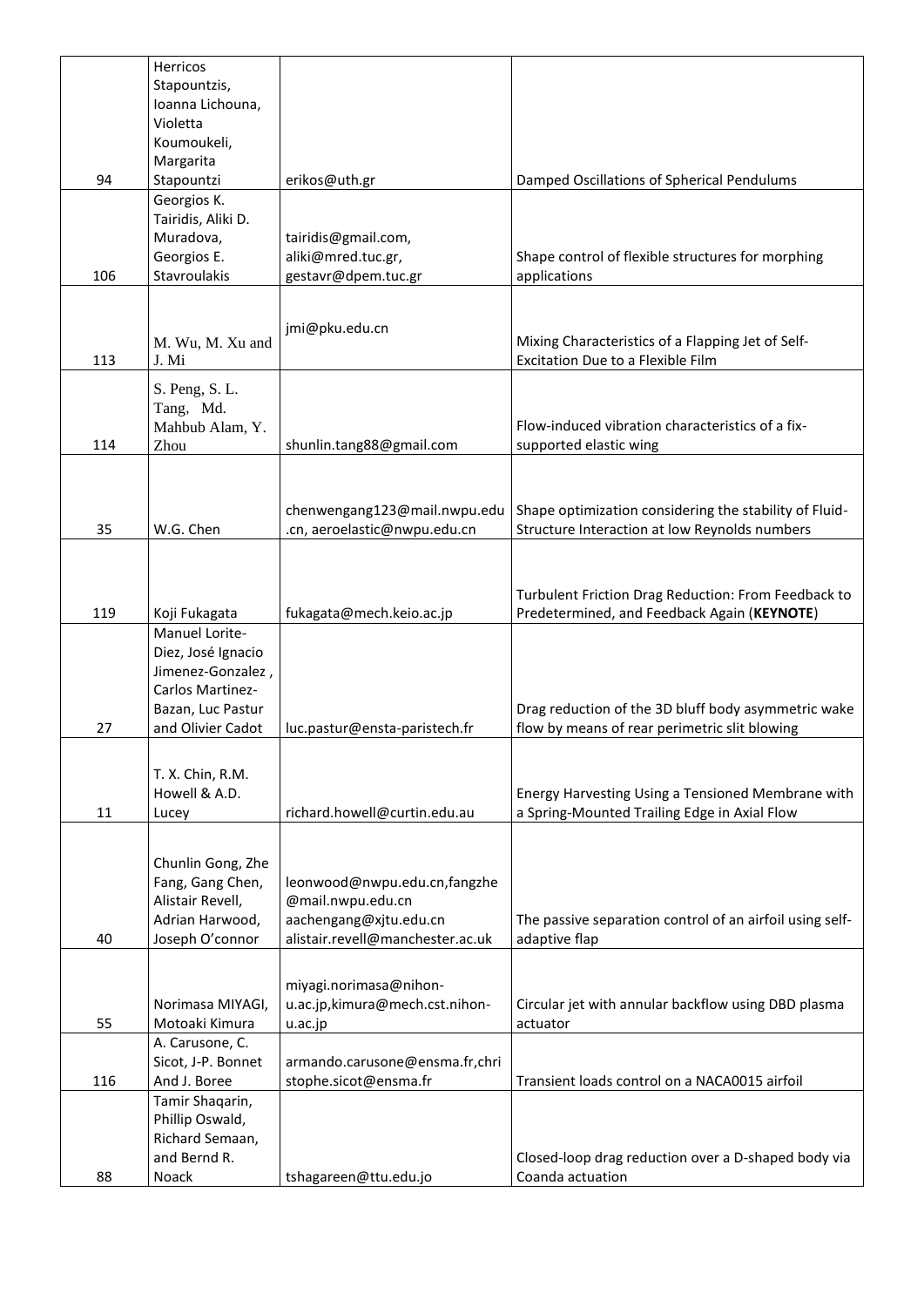| | | | |
|---|---|---|---|
| 94 | Herricos Stapountzis, Ioanna Lichouna, Violetta Koumoukeli, Margarita Stapountzi | erikos@uth.gr | Damped Oscillations of Spherical Pendulums |
| 106 | Georgios K. Tairidis, Aliki D. Muradova, Georgios E. Stavroulakis | tairidis@gmail.com, aliki@mred.tuc.gr, gestavr@dpem.tuc.gr | Shape control of flexible structures for morphing applications |
| 113 | M. Wu, M. Xu and J. Mi | jmi@pku.edu.cn | Mixing Characteristics of a Flapping Jet of Self-Excitation Due to a Flexible Film |
| 114 | S. Peng, S. L. Tang, Md. Mahbub Alam, Y. Zhou | shunlin.tang88@gmail.com | Flow-induced vibration characteristics of a fix-supported elastic wing |
| 35 | W.G. Chen | chenwengang123@mail.nwpu.edu.cn, aeroelastic@nwpu.edu.cn | Shape optimization considering the stability of Fluid-Structure Interaction at low Reynolds numbers |
| 119 | Koji Fukagata | fukagata@mech.keio.ac.jp | Turbulent Friction Drag Reduction: From Feedback to Predetermined, and Feedback Again (**KEYNOTE**) |
| 27 | Manuel Lorite-Diez, José Ignacio Jimenez-Gonzalez , Carlos Martinez-Bazan, Luc Pastur and Olivier Cadot | luc.pastur@ensta-paristech.fr | Drag reduction of the 3D bluff body asymmetric wake flow by means of rear perimetric slit blowing |
| 11 | T. X. Chin, R.M. Howell & A.D. Lucey | richard.howell@curtin.edu.au | Energy Harvesting Using a Tensioned Membrane with a Spring-Mounted Trailing Edge in Axial Flow |
| 40 | Chunlin Gong, Zhe Fang, Gang Chen, Alistair Revell, Adrian Harwood, Joseph O'connor | leonwood@nwpu.edu.cn,fangzhe@mail.nwpu.edu.cn aachengang@xjtu.edu.cn alistair.revell@manchester.ac.uk | The passive separation control of an airfoil using self-adaptive flap |
| 55 | Norimasa MIYAGI, Motoaki Kimura | miyagi.norimasa@nihon-u.ac.jp,kimura@mech.cst.nihon-u.ac.jp | Circular jet with annular backflow using DBD plasma actuator |
| 116 | A. Carusone, C. Sicot, J-P. Bonnet And J. Boree | armando.carusone@ensma.fr,christophe.sicot@ensma.fr | Transient loads control on a NACA0015 airfoil |
| 88 | Tamir Shaqarin, Phillip Oswald, Richard Semaan, and Bernd R. Noack | tshagareen@ttu.edu.jo | Closed-loop drag reduction over a D-shaped body via Coanda actuation |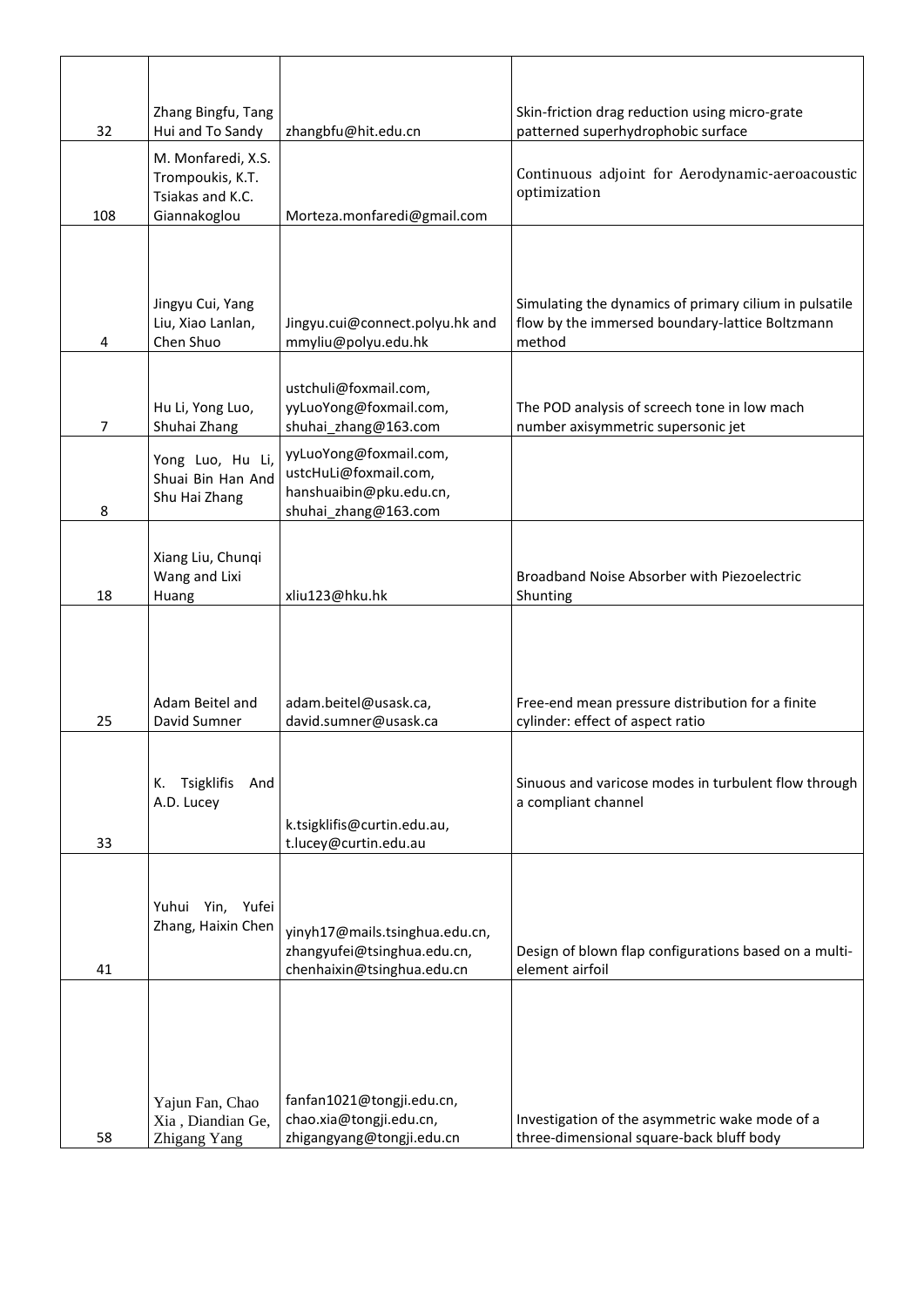| | | | |
|---|---|---|---|
| 32 | Zhang Bingfu, Tang Hui and To Sandy | zhangbfu@hit.edu.cn | Skin-friction drag reduction using micro-grate patterned superhydrophobic surface |
| 108 | M. Monfaredi, X.S. Trompoukis, K.T. Tsiakas and K.C. Giannakoglou | Morteza.monfaredi@gmail.com | Continuous adjoint for Aerodynamic-aeroacoustic optimization |
| 4 | Jingyu Cui, Yang Liu, Xiao Lanlan, Chen Shuo | Jingyu.cui@connect.polyu.hk and mmyliu@polyu.edu.hk | Simulating the dynamics of primary cilium in pulsatile flow by the immersed boundary-lattice Boltzmann method |
| 7 | Hu Li, Yong Luo, Shuhai Zhang | ustchuli@foxmail.com, yyLuoYong@foxmail.com, shuhai_zhang@163.com | The POD analysis of screech tone in low mach number axisymmetric supersonic jet |
| 8 | Yong Luo, Hu Li, Shuai Bin Han And Shu Hai Zhang | yyLuoYong@foxmail.com, ustcHuLi@foxmail.com, hanshuaibin@pku.edu.cn, shuhai_zhang@163.com | |
| 18 | Xiang Liu, Chunqi Wang and Lixi Huang | xliu123@hku.hk | Broadband Noise Absorber with Piezoelectric Shunting |
| 25 | Adam Beitel and David Sumner | adam.beitel@usask.ca, david.sumner@usask.ca | Free-end mean pressure distribution for a finite cylinder: effect of aspect ratio |
| 33 | K. Tsigklifis And A.D. Lucey | k.tsigklifis@curtin.edu.au, t.lucey@curtin.edu.au | Sinuous and varicose modes in turbulent flow through a compliant channel |
| 41 | Yuhui Yin, Yufei Zhang, Haixin Chen | yinyh17@mails.tsinghua.edu.cn, zhangyufei@tsinghua.edu.cn, chenhaixin@tsinghua.edu.cn | Design of blown flap configurations based on a multi-element airfoil |
| 58 | Yajun Fan, Chao Xia , Diandian Ge, Zhigang Yang | fanfan1021@tongji.edu.cn, chao.xia@tongji.edu.cn, zhigangyang@tongji.edu.cn | Investigation of the asymmetric wake mode of a three-dimensional square-back bluff body |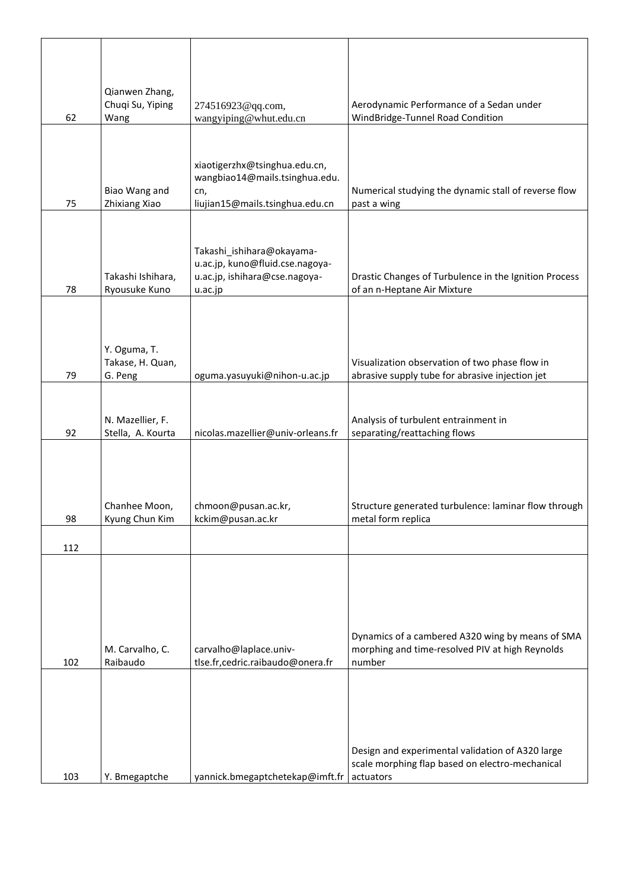| | | | |
|---|---|---|---|
| 62 | Qianwen Zhang, Chuqi Su, Yiping Wang | 274516923@qq.com, wangyiping@whut.edu.cn | Aerodynamic Performance of a Sedan under WindBridge-Tunnel Road Condition |
| 75 | Biao Wang and Zhixiang Xiao | xiaotigerzhx@tsinghua.edu.cn, wangbiao14@mails.tsinghua.edu.cn, liujian15@mails.tsinghua.edu.cn | Numerical studying the dynamic stall of reverse flow past a wing |
| 78 | Takashi Ishihara, Ryousuke Kuno | Takashi_ishihara@okayama-u.ac.jp, kuno@fluid.cse.nagoya-u.ac.jp, ishihara@cse.nagoya-u.ac.jp | Drastic Changes of Turbulence in the Ignition Process of an n-Heptane Air Mixture |
| 79 | Y. Oguma, T. Takase, H. Quan, G. Peng | oguma.yasuyuki@nihon-u.ac.jp | Visualization observation of two phase flow in abrasive supply tube for abrasive injection jet |
| 92 | N. Mazellier, F. Stella, A. Kourta | nicolas.mazellier@univ-orleans.fr | Analysis of turbulent entrainment in separating/reattaching flows |
| 98 | Chanhee Moon, Kyung Chun Kim | chmoon@pusan.ac.kr, kckim@pusan.ac.kr | Structure generated turbulence: laminar flow through metal form replica |
| 112 | | | |
| 102 | M. Carvalho, C. Raibaudo | carvalho@laplace.univ-tlse.fr,cedric.raibaudo@onera.fr | Dynamics of a cambered A320 wing by means of SMA morphing and time-resolved PIV at high Reynolds number |
| 103 | Y. Bmegaptche | yannick.bmegaptchetekap@imft.fr | Design and experimental validation of A320 large scale morphing flap based on electro-mechanical actuators |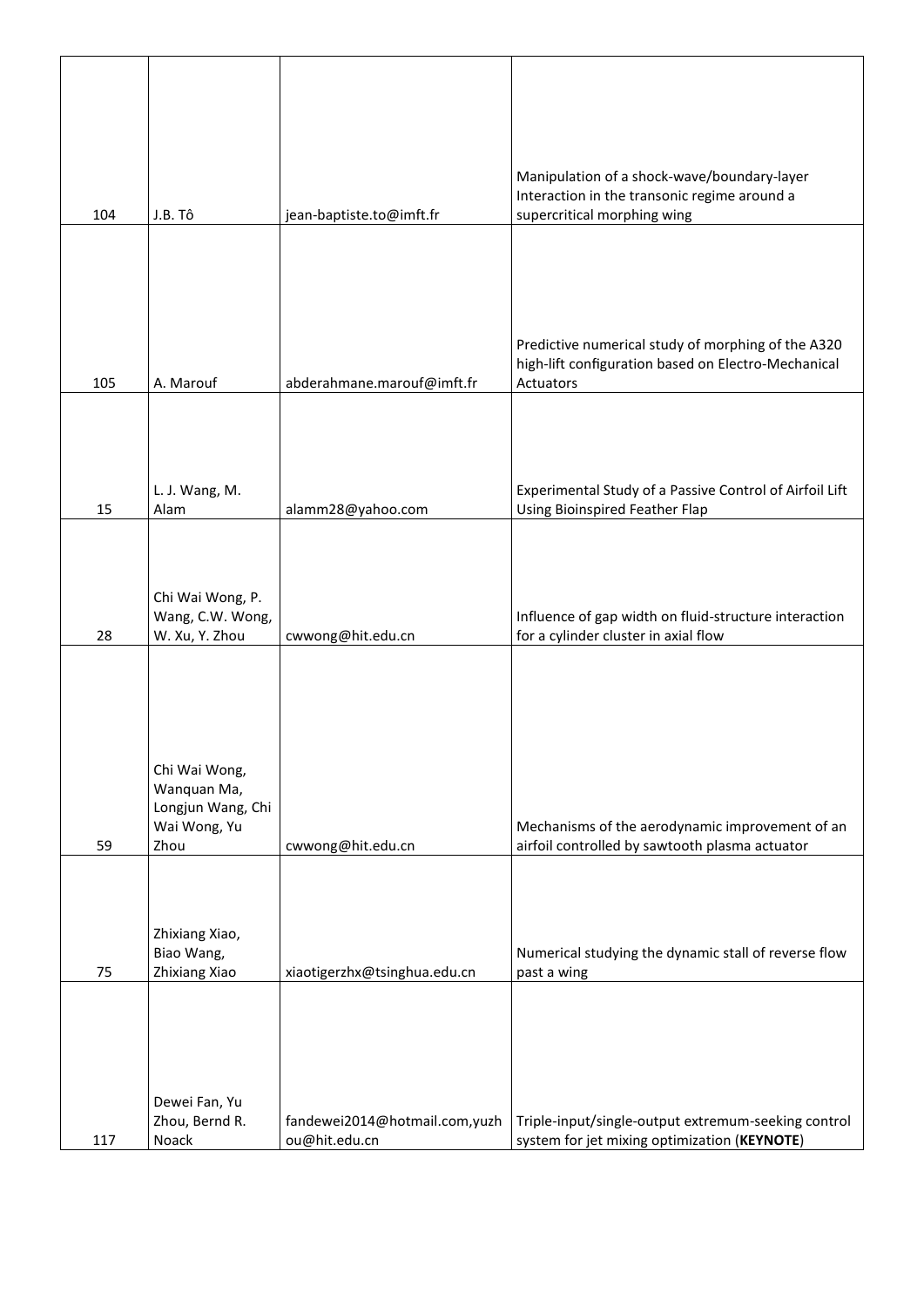| | | | |
|---|---|---|---|
| 104 | J.B. Tô | jean-baptiste.to@imft.fr | Manipulation of a shock-wave/boundary-layer Interaction in the transonic regime around a supercritical morphing wing |
| 105 | A. Marouf | abderahmane.marouf@imft.fr | Predictive numerical study of morphing of the A320 high-lift configuration based on Electro-Mechanical Actuators |
| 15 | L. J. Wang, M. Alam | alamm28@yahoo.com | Experimental Study of a Passive Control of Airfoil Lift Using Bioinspired Feather Flap |
| 28 | Chi Wai Wong, P. Wang, C.W. Wong, W. Xu, Y. Zhou | cwwong@hit.edu.cn | Influence of gap width on fluid-structure interaction for a cylinder cluster in axial flow |
| 59 | Chi Wai Wong, Wanquan Ma, Longjun Wang, Chi Wai Wong, Yu Zhou | cwwong@hit.edu.cn | Mechanisms of the aerodynamic improvement of an airfoil controlled by sawtooth plasma actuator |
| 75 | Zhixiang Xiao, Biao Wang, Zhixiang Xiao | xiaotigerzhx@tsinghua.edu.cn | Numerical studying the dynamic stall of reverse flow past a wing |
| 117 | Dewei Fan, Yu Zhou, Bernd R. Noack | fandewei2014@hotmail.com,yuzhou@hit.edu.cn | Triple-input/single-output extremum-seeking control system for jet mixing optimization (**KEYNOTE**) |